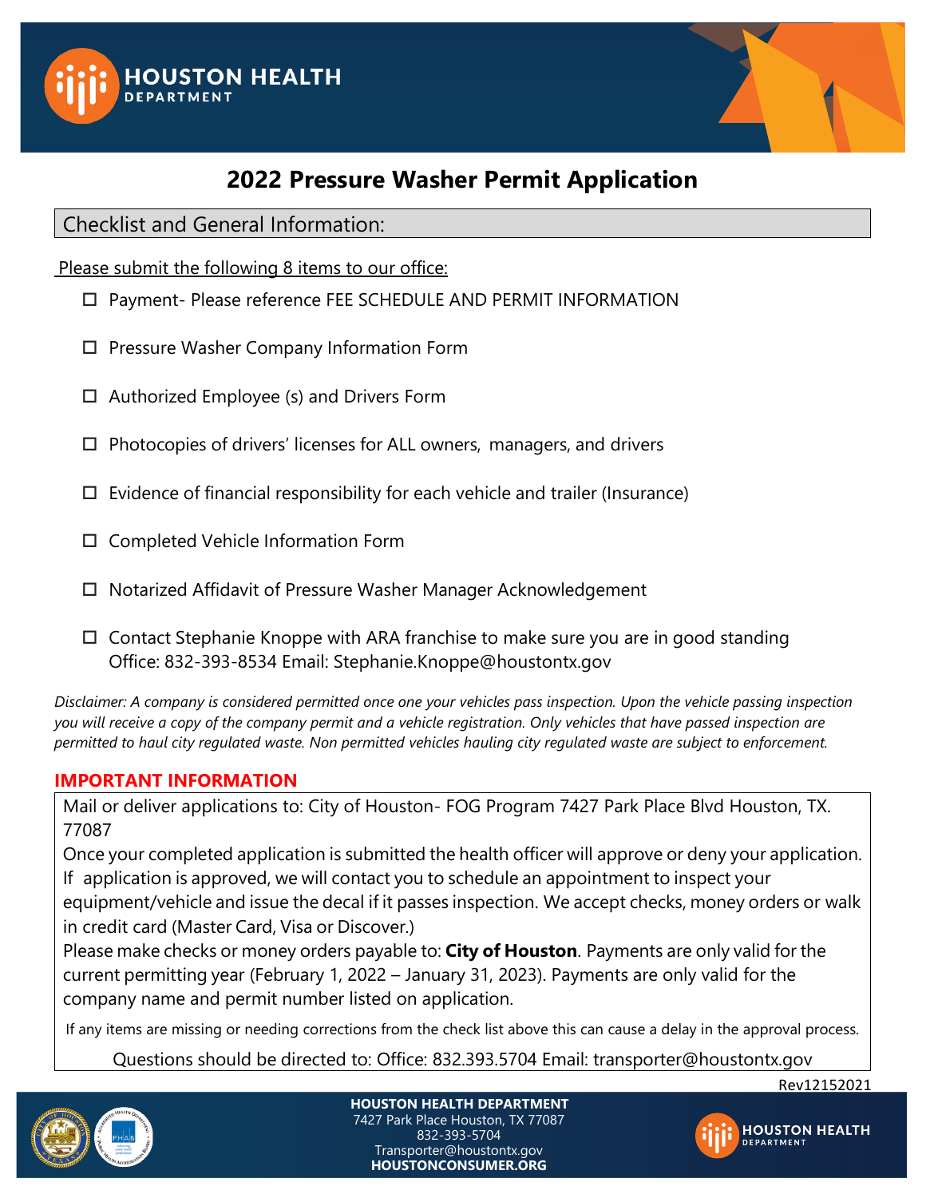HOUSTON HEALTH DEPARTMENT

# 2022 Pressure Washer Permit Application

## Checklist and General Information:

Please submit the following 8 items to our office:

- ☐ Payment- Please reference FEE SCHEDULE AND PERMIT INFORMATION
- ☐ Pressure Washer Company Information Form
- ☐ Authorized Employee (s) and Drivers Form
- ☐ Photocopies of drivers' licenses for ALL owners, managers, and drivers
- ☐ Evidence of financial responsibility for each vehicle and trailer (Insurance)
- ☐ Completed Vehicle Information Form
- ☐ Notarized Affidavit of Pressure Washer Manager Acknowledgement
- ☐ Contact Stephanie Knoppe with ARA franchise to make sure you are in good standing Office: 832-393-8534 Email: Stephanie.Knoppe@houstontx.gov

*Disclaimer: A company is considered permitted once one your vehicles pass inspection. Upon the vehicle passing inspection you will receive a copy of the company permit and a vehicle registration. Only vehicles that have passed inspection are permitted to haul city regulated waste. Non permitted vehicles hauling city regulated waste are subject to enforcement.*

### IMPORTANT INFORMATION

Mail or deliver applications to: City of Houston- FOG Program 7427 Park Place Blvd Houston, TX. 77087

Once your completed application is submitted the health officer will approve or deny your application. If application is approved, we will contact you to schedule an appointment to inspect your equipment/vehicle and issue the decal if it passes inspection. We accept checks, money orders or walk in credit card (Master Card, Visa or Discover.)

Please make checks or money orders payable to: **City of Houston**. Payments are only valid for the current permitting year (February 1, 2022 – January 31, 2023). Payments are only valid for the company name and permit number listed on application.

If any items are missing or needing corrections from the check list above this can cause a delay in the approval process.

Questions should be directed to: Office: 832.393.5704 Email: transporter@houstontx.gov

Rev12152021

**HOUSTON HEALTH DEPARTMENT**
7427 Park Place Houston, TX 77087
832-393-5704
Transporter@houstontx.gov
**HOUSTONCONSUMER.ORG**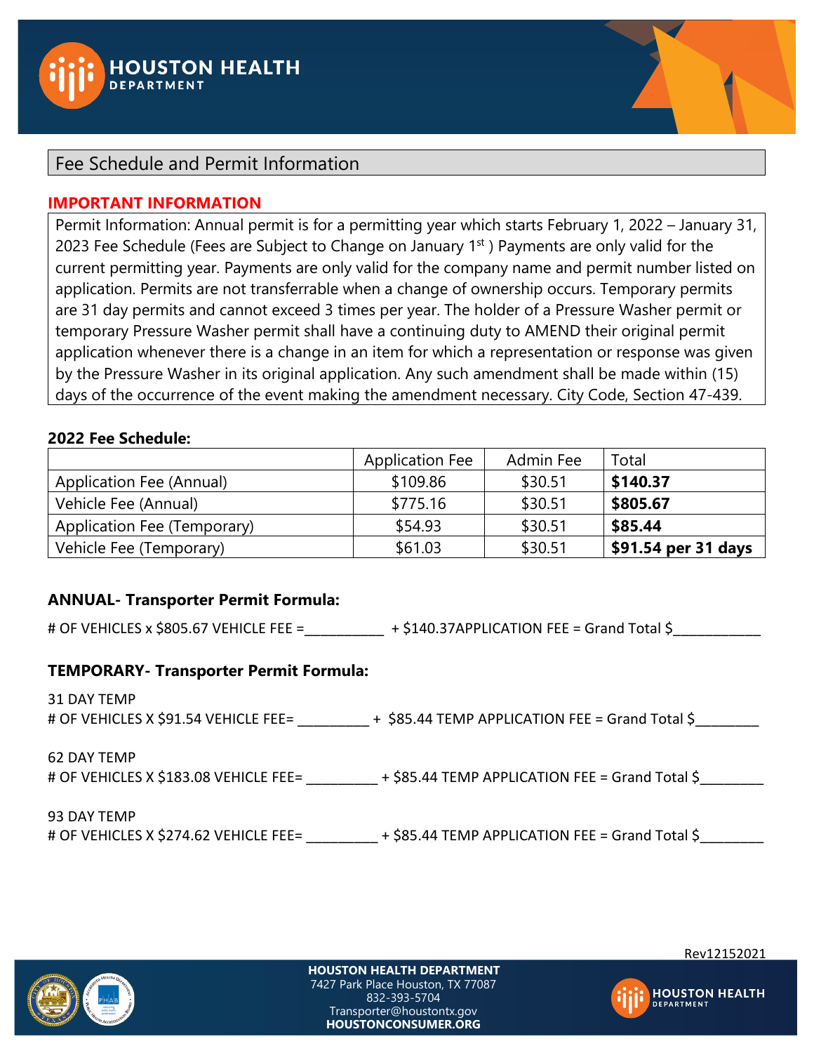## Fee Schedule and Permit Information

**IMPORTANT INFORMATION**

Permit Information: Annual permit is for a permitting year which starts February 1, 2022 – January 31, 2023 Fee Schedule (Fees are Subject to Change on January 1st ) Payments are only valid for the current permitting year. Payments are only valid for the company name and permit number listed on application. Permits are not transferrable when a change of ownership occurs. Temporary permits are 31 day permits and cannot exceed 3 times per year. The holder of a Pressure Washer permit or temporary Pressure Washer permit shall have a continuing duty to AMEND their original permit application whenever there is a change in an item for which a representation or response was given by the Pressure Washer in its original application. Any such amendment shall be made within (15) days of the occurrence of the event making the amendment necessary. City Code, Section 47-439.

**2022 Fee Schedule:**

| | Application Fee | Admin Fee | Total |
|---|---|---|---|
| Application Fee (Annual) | $109.86 | $30.51 | **$140.37** |
| Vehicle Fee (Annual) | $775.16 | $30.51 | **$805.67** |
| Application Fee (Temporary) | $54.93 | $30.51 | **$85.44** |
| Vehicle Fee (Temporary) | $61.03 | $30.51 | **$91.54 per 31 days** |

**ANNUAL- Transporter Permit Formula:**

# OF VEHICLES x $805.67 VEHICLE FEE =___________ + $140.37APPLICATION FEE = Grand Total $____________

**TEMPORARY- Transporter Permit Formula:**

31 DAY TEMP

# OF VEHICLES X $91.54 VEHICLE FEE= __________ + $85.44 TEMP APPLICATION FEE = Grand Total $_________

62 DAY TEMP

# OF VEHICLES X $183.08 VEHICLE FEE= __________ + $85.44 TEMP APPLICATION FEE = Grand Total $_________

93 DAY TEMP

# OF VEHICLES X $274.62 VEHICLE FEE= __________ + $85.44 TEMP APPLICATION FEE = Grand Total $_________

Rev12152021

**HOUSTON HEALTH DEPARTMENT**
7427 Park Place Houston, TX 77087
832-393-5704
Transporter@houstontx.gov
**HOUSTONCONSUMER.ORG**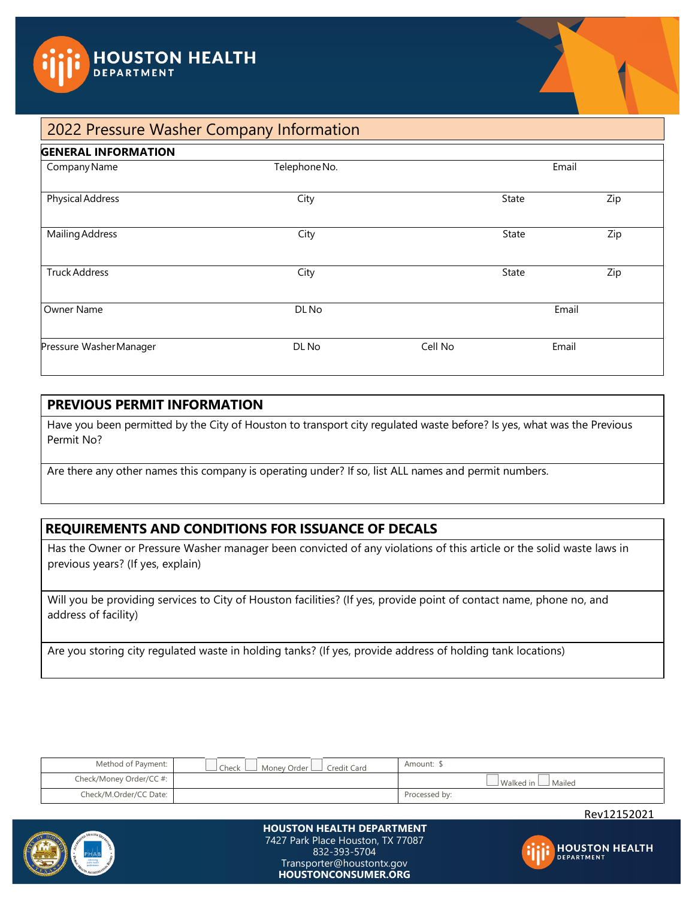## 2022 Pressure Washer Company Information

### GENERAL INFORMATION

| Company Name | Telephone No. | | Email |
|---|---|---|---|
| Physical Address | City | State | Zip |
| Mailing Address | City | State | Zip |
| Truck Address | City | State | Zip |
| Owner Name | DL No | | Email |
| Pressure Washer Manager | DL No | Cell No | Email |

### PREVIOUS PERMIT INFORMATION

Have you been permitted by the City of Houston to transport city regulated waste before? Is yes, what was the Previous Permit No?

Are there any other names this company is operating under? If so, list ALL names and permit numbers.

### REQUIREMENTS AND CONDITIONS FOR ISSUANCE OF DECALS

Has the Owner or Pressure Washer manager been convicted of any violations of this article or the solid waste laws in previous years? (If yes, explain)

Will you be providing services to City of Houston facilities? (If yes, provide point of contact name, phone no, and address of facility)

Are you storing city regulated waste in holding tanks? (If yes, provide address of holding tank locations)

| Method of Payment: | ☐ Check ☐ Money Order ☐ Credit Card | Amount: $ |
|---|---|---|
| Check/Money Order/CC #: | | ☐ Walked in ☐ Mailed |
| Check/M.Order/CC Date: | | Processed by: |

Rev12152021

**HOUSTON HEALTH DEPARTMENT**
7427 Park Place Houston, TX 77087
832-393-5704
Transporter@houstontx.gov
**HOUSTONCONSUMER.ORG**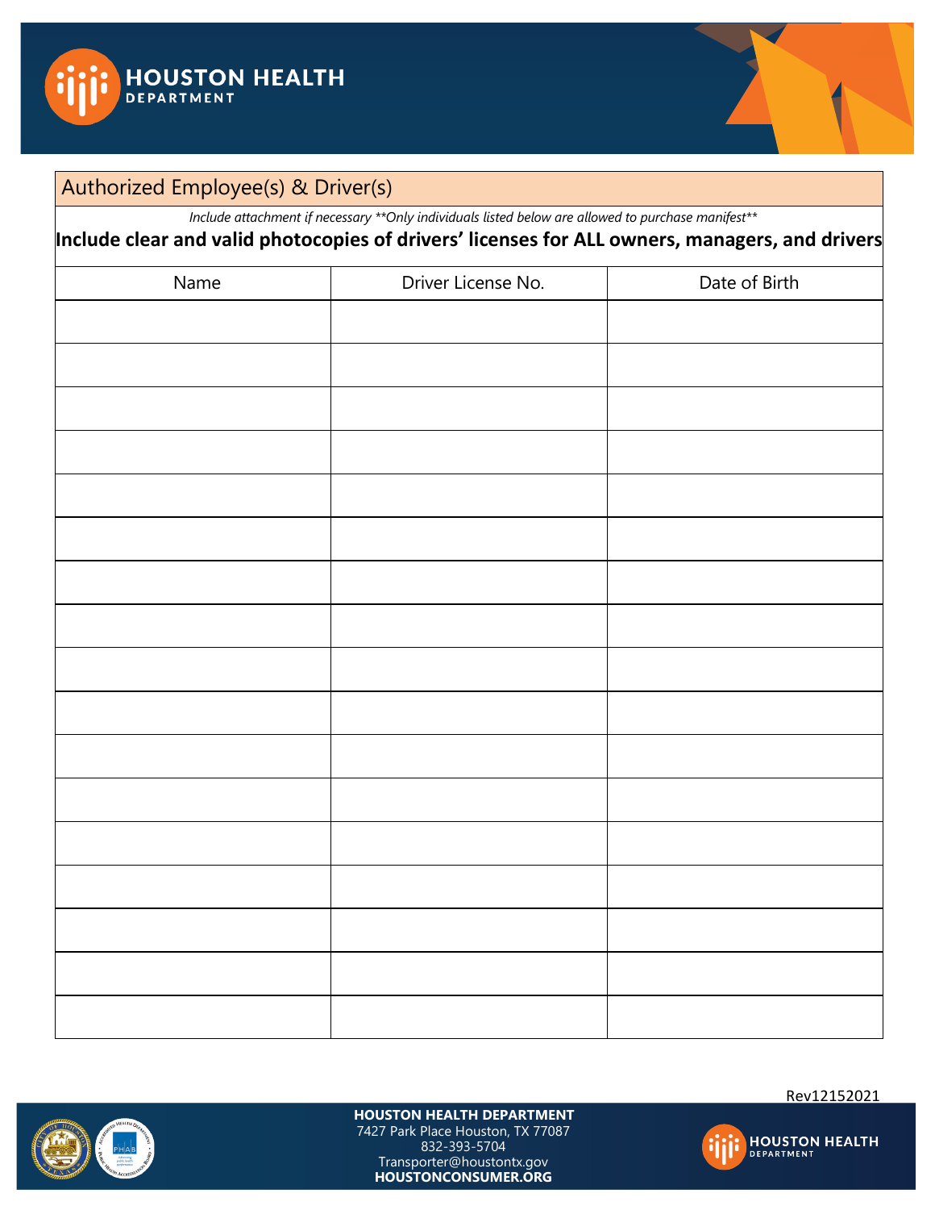## Authorized Employee(s) & Driver(s)

*Include attachment if necessary **Only individuals listed below are allowed to purchase manifest***

**Include clear and valid photocopies of drivers' licenses for ALL owners, managers, and drivers**

| Name | Driver License No. | Date of Birth |
|---|---|---|
| | | |
| | | |
| | | |
| | | |
| | | |
| | | |
| | | |
| | | |
| | | |
| | | |
| | | |
| | | |
| | | |
| | | |
| | | |
| | | |
| | | |

Rev12152021

**HOUSTON HEALTH DEPARTMENT**
7427 Park Place Houston, TX 77087
832-393-5704
Transporter@houstontx.gov
**HOUSTONCONSUMER.ORG**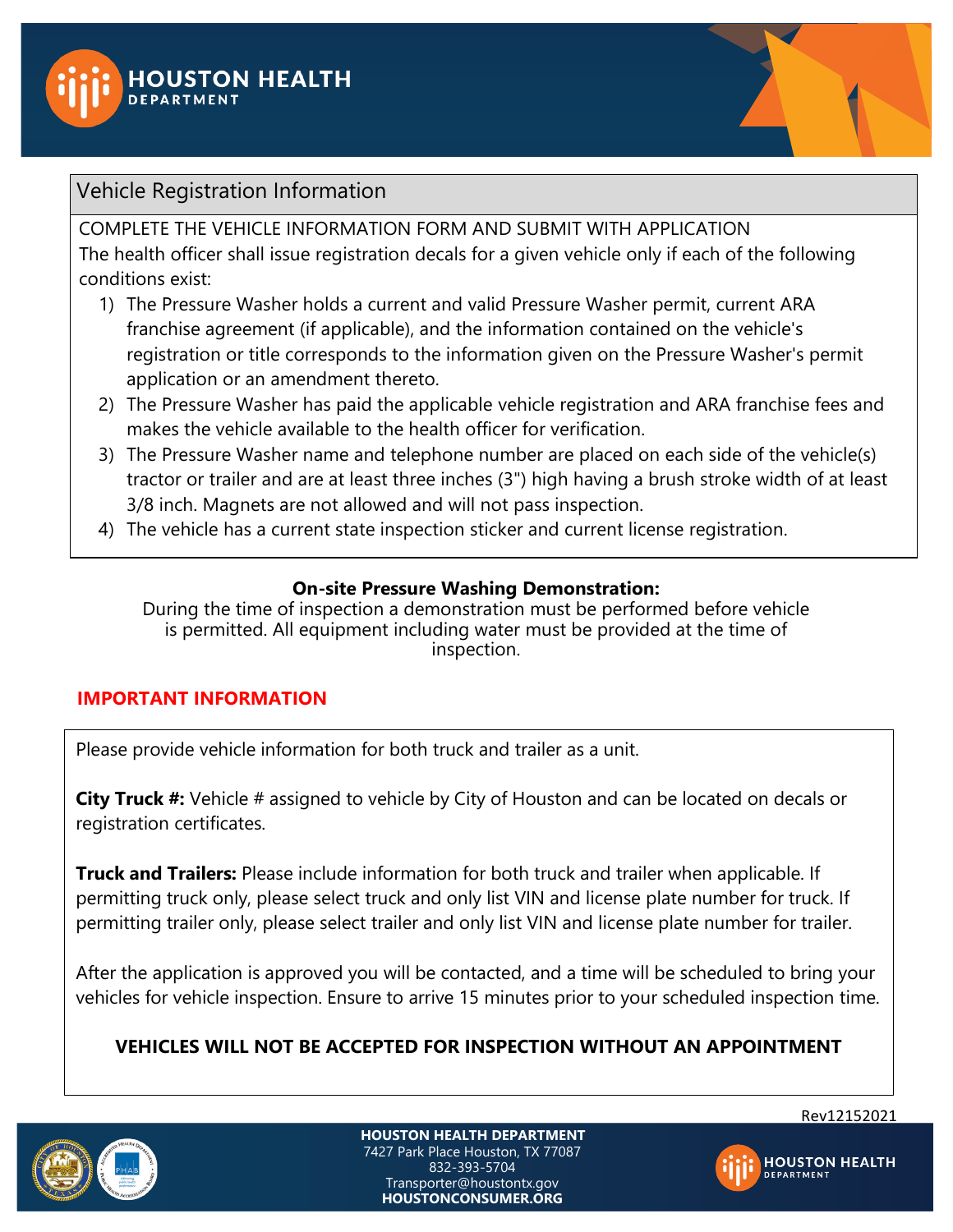## Vehicle Registration Information

COMPLETE THE VEHICLE INFORMATION FORM AND SUBMIT WITH APPLICATION

The health officer shall issue registration decals for a given vehicle only if each of the following conditions exist:

1) The Pressure Washer holds a current and valid Pressure Washer permit, current ARA franchise agreement (if applicable), and the information contained on the vehicle's registration or title corresponds to the information given on the Pressure Washer's permit application or an amendment thereto.
2) The Pressure Washer has paid the applicable vehicle registration and ARA franchise fees and makes the vehicle available to the health officer for verification.
3) The Pressure Washer name and telephone number are placed on each side of the vehicle(s) tractor or trailer and are at least three inches (3") high having a brush stroke width of at least 3/8 inch. Magnets are not allowed and will not pass inspection.
4) The vehicle has a current state inspection sticker and current license registration.

**On-site Pressure Washing Demonstration:**

During the time of inspection a demonstration must be performed before vehicle is permitted. All equipment including water must be provided at the time of inspection.

**IMPORTANT INFORMATION**

Please provide vehicle information for both truck and trailer as a unit.

**City Truck #:** Vehicle # assigned to vehicle by City of Houston and can be located on decals or registration certificates.

**Truck and Trailers:** Please include information for both truck and trailer when applicable. If permitting truck only, please select truck and only list VIN and license plate number for truck. If permitting trailer only, please select trailer and only list VIN and license plate number for trailer.

After the application is approved you will be contacted, and a time will be scheduled to bring your vehicles for vehicle inspection. Ensure to arrive 15 minutes prior to your scheduled inspection time.

**VEHICLES WILL NOT BE ACCEPTED FOR INSPECTION WITHOUT AN APPOINTMENT**

Rev12152021

**HOUSTON HEALTH DEPARTMENT**
7427 Park Place Houston, TX 77087
832-393-5704
Transporter@houstontx.gov
**HOUSTONCONSUMER.ORG**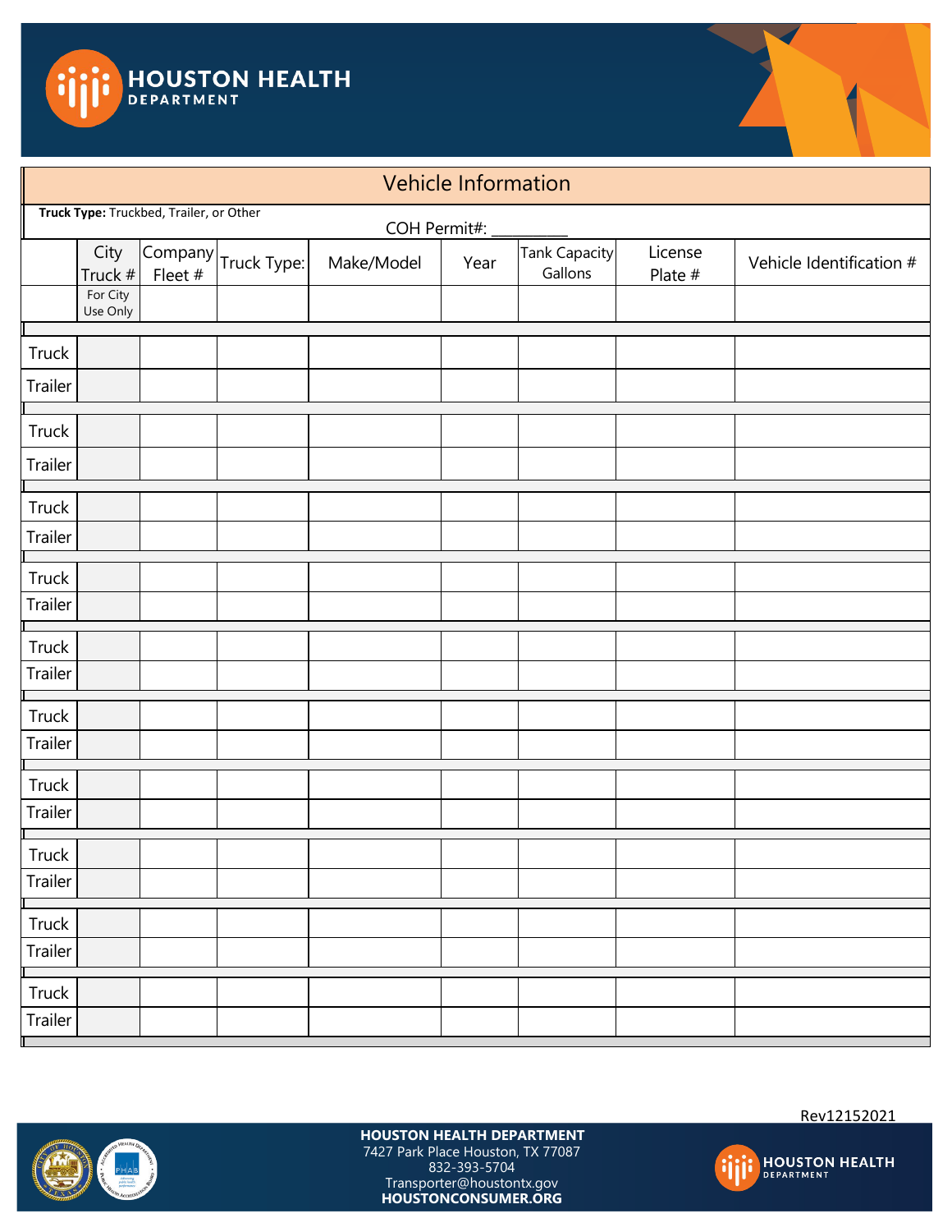## Vehicle Information

**Truck Type:** Truckbed, Trailer, or Other

COH Permit#: __________

| | City Truck # | Company Fleet # | Truck Type: | Make/Model | Year | Tank Capacity Gallons | License Plate # | Vehicle Identification # |
|---|---|---|---|---|---|---|---|---|
| | For City Use Only | | | | | | | |
| Truck | | | | | | | | |
| Trailer | | | | | | | | |
| Truck | | | | | | | | |
| Trailer | | | | | | | | |
| Truck | | | | | | | | |
| Trailer | | | | | | | | |
| Truck | | | | | | | | |
| Trailer | | | | | | | | |
| Truck | | | | | | | | |
| Trailer | | | | | | | | |
| Truck | | | | | | | | |
| Trailer | | | | | | | | |
| Truck | | | | | | | | |
| Trailer | | | | | | | | |
| Truck | | | | | | | | |
| Trailer | | | | | | | | |
| Truck | | | | | | | | |
| Trailer | | | | | | | | |
| Truck | | | | | | | | |
| Trailer | | | | | | | | |

Rev12152021

**HOUSTON HEALTH DEPARTMENT**
7427 Park Place Houston, TX 77087
832-393-5704
Transporter@houstontx.gov
**HOUSTONCONSUMER.ORG**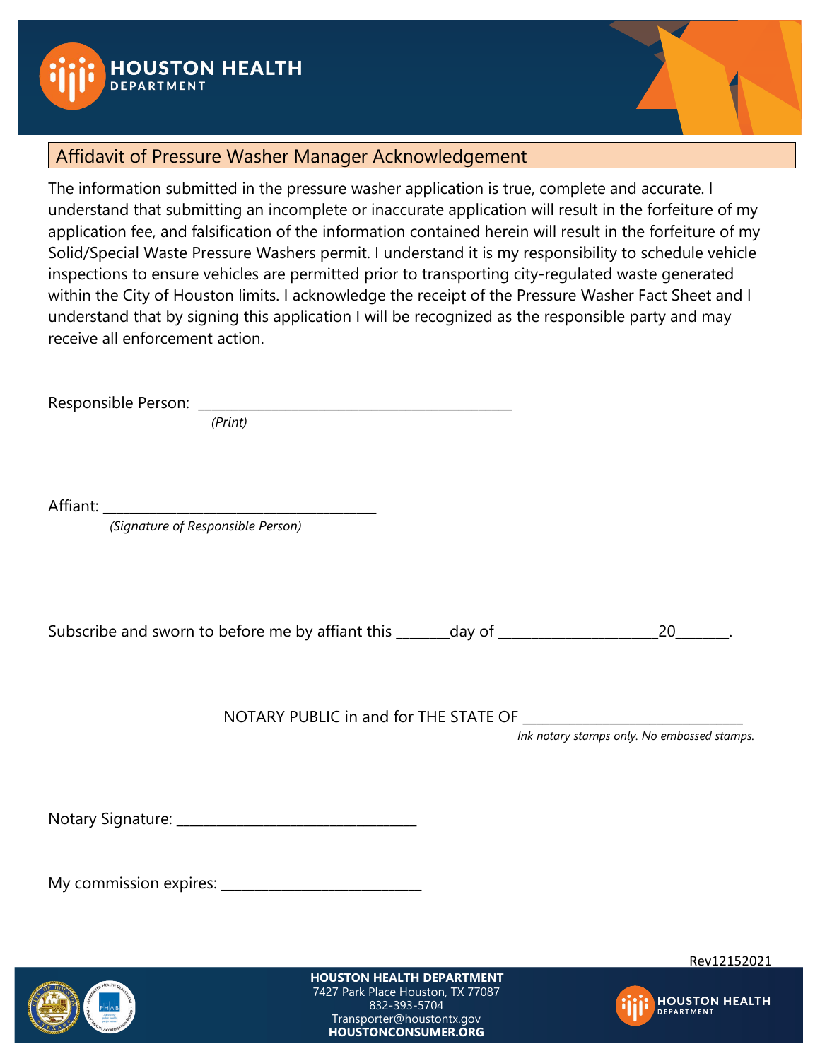## Affidavit of Pressure Washer Manager Acknowledgement

The information submitted in the pressure washer application is true, complete and accurate. I understand that submitting an incomplete or inaccurate application will result in the forfeiture of my application fee, and falsification of the information contained herein will result in the forfeiture of my Solid/Special Waste Pressure Washers permit. I understand it is my responsibility to schedule vehicle inspections to ensure vehicles are permitted prior to transporting city-regulated waste generated within the City of Houston limits. I acknowledge the receipt of the Pressure Washer Fact Sheet and I understand that by signing this application I will be recognized as the responsible party and may receive all enforcement action.

Responsible Person: _____________________________________________
*(Print)*

Affiant: _______________________________________
*(Signature of Responsible Person)*

Subscribe and sworn to before me by affiant this _______day of ______________________20_______.

NOTARY PUBLIC in and for THE STATE OF _______________________________
*Ink notary stamps only. No embossed stamps.*

Notary Signature: __________________________________

My commission expires: ____________________________

Rev12152021

**HOUSTON HEALTH DEPARTMENT**
7427 Park Place Houston, TX 77087
832-393-5704
Transporter@houstontx.gov
**HOUSTONCONSUMER.ORG**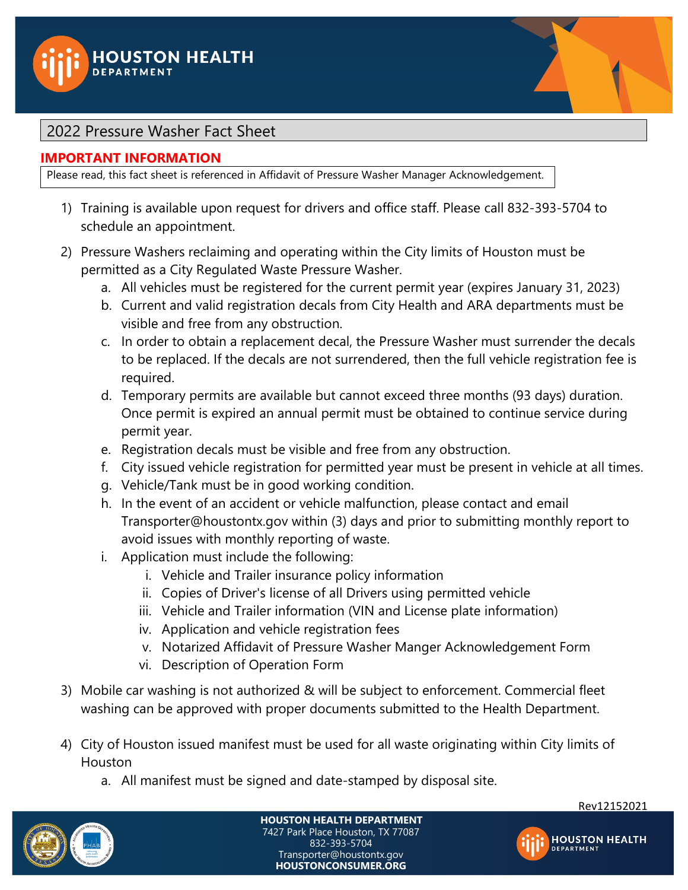# 2022 Pressure Washer Fact Sheet

## IMPORTANT INFORMATION

Please read, this fact sheet is referenced in Affidavit of Pressure Washer Manager Acknowledgement.

1) Training is available upon request for drivers and office staff. Please call 832-393-5704 to schedule an appointment.
2) Pressure Washers reclaiming and operating within the City limits of Houston must be permitted as a City Regulated Waste Pressure Washer.
   a. All vehicles must be registered for the current permit year (expires January 31, 2023)
   b. Current and valid registration decals from City Health and ARA departments must be visible and free from any obstruction.
   c. In order to obtain a replacement decal, the Pressure Washer must surrender the decals to be replaced. If the decals are not surrendered, then the full vehicle registration fee is required.
   d. Temporary permits are available but cannot exceed three months (93 days) duration. Once permit is expired an annual permit must be obtained to continue service during permit year.
   e. Registration decals must be visible and free from any obstruction.
   f. City issued vehicle registration for permitted year must be present in vehicle at all times.
   g. Vehicle/Tank must be in good working condition.
   h. In the event of an accident or vehicle malfunction, please contact and email Transporter@houstontx.gov within (3) days and prior to submitting monthly report to avoid issues with monthly reporting of waste.
   i. Application must include the following:
      i. Vehicle and Trailer insurance policy information
      ii. Copies of Driver's license of all Drivers using permitted vehicle
      iii. Vehicle and Trailer information (VIN and License plate information)
      iv. Application and vehicle registration fees
      v. Notarized Affidavit of Pressure Washer Manger Acknowledgement Form
      vi. Description of Operation Form
3) Mobile car washing is not authorized & will be subject to enforcement. Commercial fleet washing can be approved with proper documents submitted to the Health Department.
4) City of Houston issued manifest must be used for all waste originating within City limits of Houston
   a. All manifest must be signed and date-stamped by disposal site.

Rev12152021

**HOUSTON HEALTH DEPARTMENT**
7427 Park Place Houston, TX 77087
832-393-5704
Transporter@houstontx.gov
**HOUSTONCONSUMER.ORG**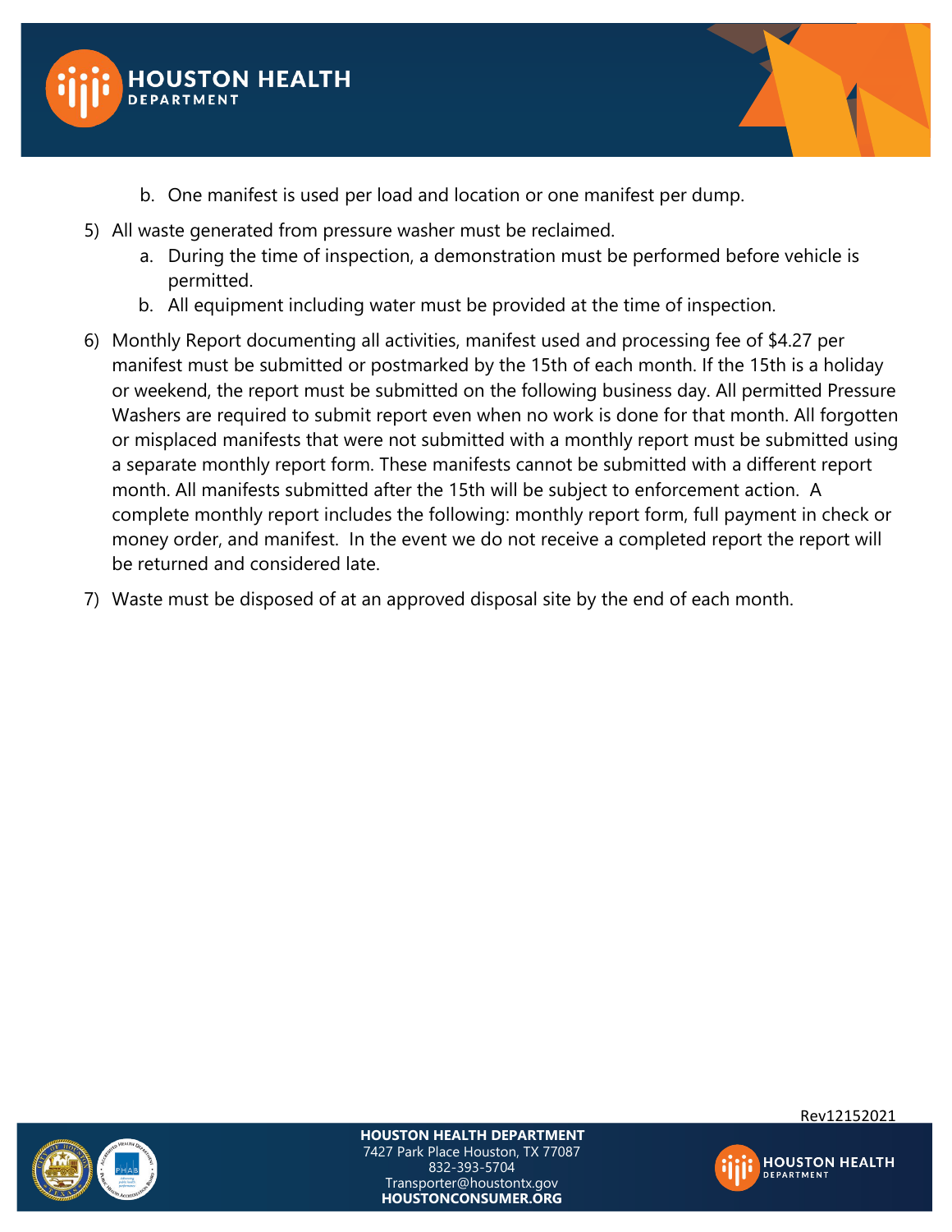b. One manifest is used per load and location or one manifest per dump.

5) All waste generated from pressure washer must be reclaimed.
   a. During the time of inspection, a demonstration must be performed before vehicle is permitted.
   b. All equipment including water must be provided at the time of inspection.

6) Monthly Report documenting all activities, manifest used and processing fee of $4.27 per manifest must be submitted or postmarked by the 15th of each month. If the 15th is a holiday or weekend, the report must be submitted on the following business day. All permitted Pressure Washers are required to submit report even when no work is done for that month. All forgotten or misplaced manifests that were not submitted with a monthly report must be submitted using a separate monthly report form. These manifests cannot be submitted with a different report month. All manifests submitted after the 15th will be subject to enforcement action. A complete monthly report includes the following: monthly report form, full payment in check or money order, and manifest. In the event we do not receive a completed report the report will be returned and considered late.

7) Waste must be disposed of at an approved disposal site by the end of each month.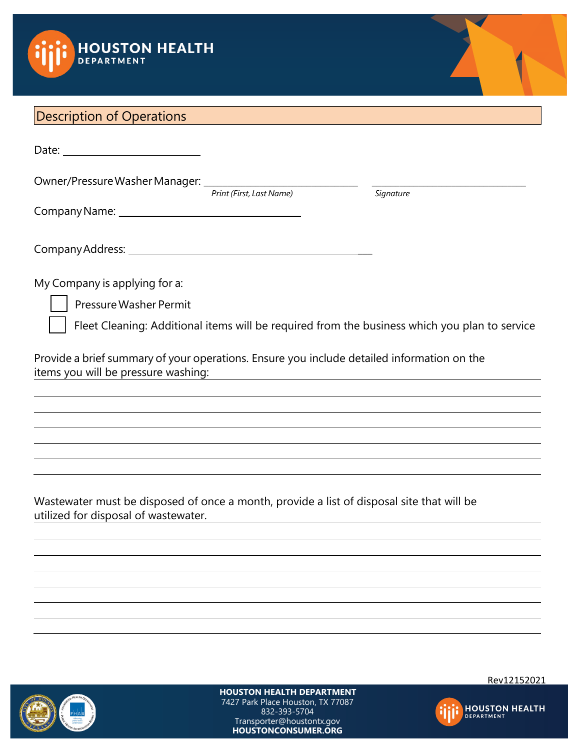HOUSTON HEALTH DEPARTMENT

## Description of Operations

Date: ______________________

Owner/Pressure Washer Manager: ____________________________ ____________________________

*Print (First, Last Name)* *Signature*

Company Name: ______________________________

Company Address: ________________________________________

My Company is applying for a:

- ☐ Pressure Washer Permit
- ☐ Fleet Cleaning: Additional items will be required from the business which you plan to service

Provide a brief summary of your operations. Ensure you include detailed information on the items you will be pressure washing: ________________________________________

________________________________________________________________________

________________________________________________________________________

________________________________________________________________________

________________________________________________________________________

________________________________________________________________________

________________________________________________________________________

Wastewater must be disposed of once a month, provide a list of disposal site that will be utilized for disposal of wastewater. ________________________________________

________________________________________________________________________

________________________________________________________________________

________________________________________________________________________

________________________________________________________________________

________________________________________________________________________

________________________________________________________________________

________________________________________________________________________

Rev12152021

**HOUSTON HEALTH DEPARTMENT**
7427 Park Place Houston, TX 77087
832-393-5704
Transporter@houstontx.gov
**HOUSTONCONSUMER.ORG**